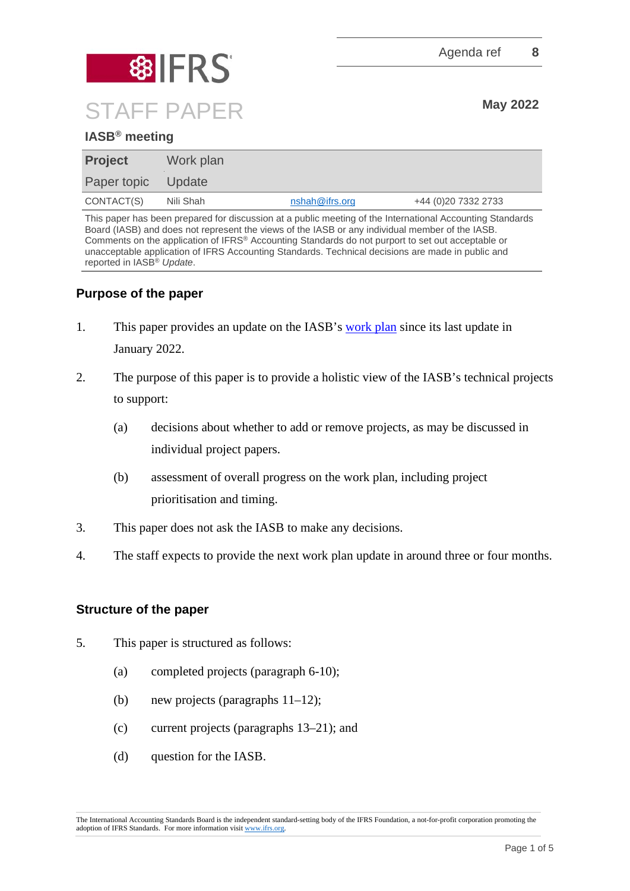Agenda ref 8

# STAFF PAPER

**May 2022**

## IASB® meeting

| **Project** | Work plan | | |
|---|---|---|---|
| Paper topic | Update | | |
| CONTACT(S) | Nili Shah | nshah@ifrs.org | +44 (0)20 7332 2733 |

This paper has been prepared for discussion at a public meeting of the International Accounting Standards Board (IASB) and does not represent the views of the IASB or any individual member of the IASB. Comments on the application of IFRS® Accounting Standards do not purport to set out acceptable or unacceptable application of IFRS Accounting Standards. Technical decisions are made in public and reported in IASB® *Update*.

### Purpose of the paper

1. This paper provides an update on the IASB's work plan since its last update in January 2022.
2. The purpose of this paper is to provide a holistic view of the IASB's technical projects to support:
   (a) decisions about whether to add or remove projects, as may be discussed in individual project papers.
   (b) assessment of overall progress on the work plan, including project prioritisation and timing.
3. This paper does not ask the IASB to make any decisions.
4. The staff expects to provide the next work plan update in around three or four months.

### Structure of the paper

5. This paper is structured as follows:
   (a) completed projects (paragraph 6-10);
   (b) new projects (paragraphs 11–12);
   (c) current projects (paragraphs 13–21); and
   (d) question for the IASB.

The International Accounting Standards Board is the independent standard-setting body of the IFRS Foundation, a not-for-profit corporation promoting the adoption of IFRS Standards. For more information visit www.ifrs.org.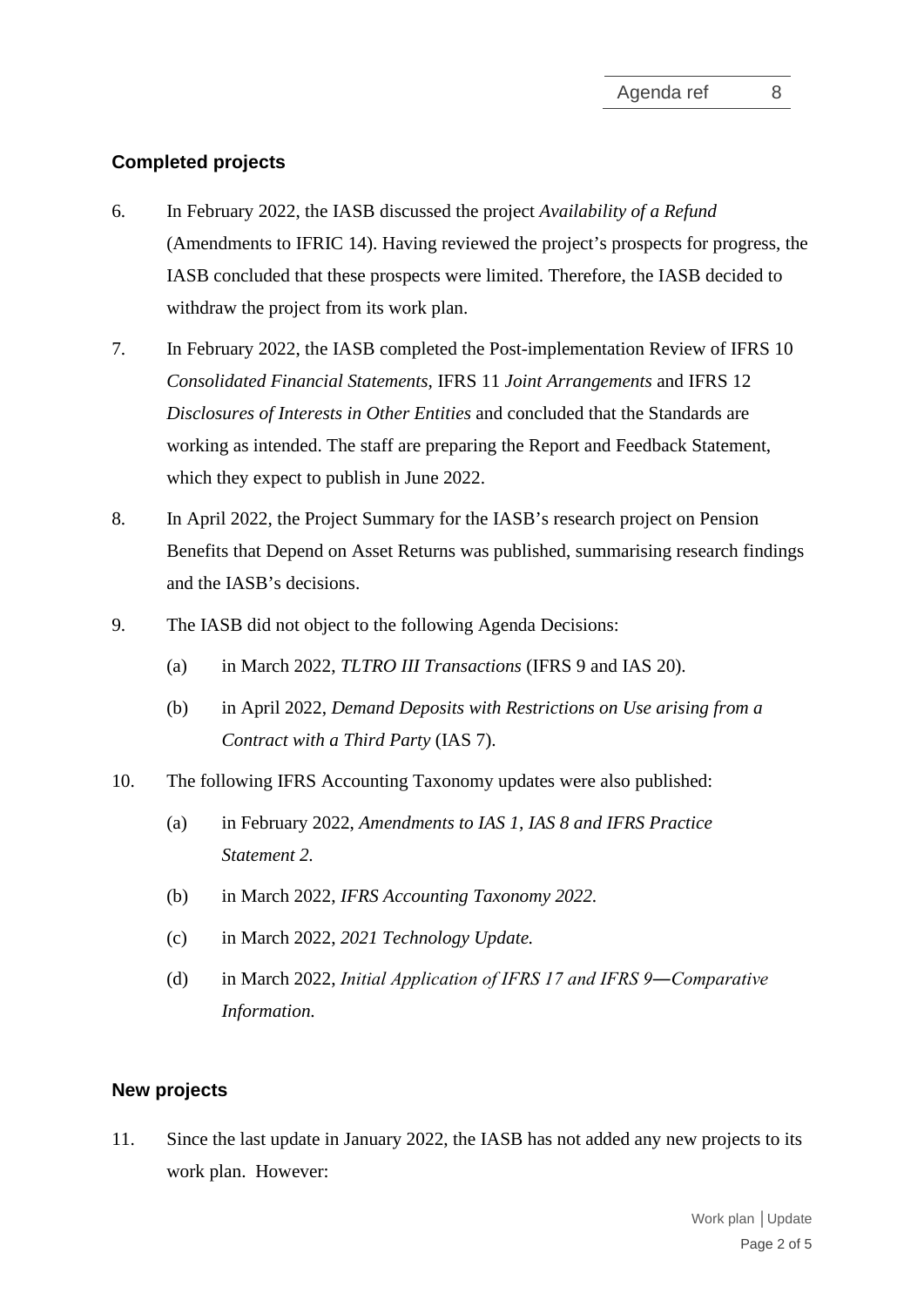## Completed projects

6. In February 2022, the IASB discussed the project *Availability of a Refund* (Amendments to IFRIC 14). Having reviewed the project's prospects for progress, the IASB concluded that these prospects were limited. Therefore, the IASB decided to withdraw the project from its work plan.

7. In February 2022, the IASB completed the Post-implementation Review of IFRS 10 *Consolidated Financial Statements*, IFRS 11 *Joint Arrangements* and IFRS 12 *Disclosures of Interests in Other Entities* and concluded that the Standards are working as intended. The staff are preparing the Report and Feedback Statement, which they expect to publish in June 2022.

8. In April 2022, the Project Summary for the IASB's research project on Pension Benefits that Depend on Asset Returns was published, summarising research findings and the IASB's decisions.

9. The IASB did not object to the following Agenda Decisions:

   (a) in March 2022, *TLTRO III Transactions* (IFRS 9 and IAS 20).

   (b) in April 2022, *Demand Deposits with Restrictions on Use arising from a Contract with a Third Party* (IAS 7).

10. The following IFRS Accounting Taxonomy updates were also published:

    (a) in February 2022, *Amendments to IAS 1, IAS 8 and IFRS Practice Statement 2.*

    (b) in March 2022, *IFRS Accounting Taxonomy 2022.*

    (c) in March 2022, *2021 Technology Update.*

    (d) in March 2022, *Initial Application of IFRS 17 and IFRS 9—Comparative Information.*

## New projects

11. Since the last update in January 2022, the IASB has not added any new projects to its work plan. However: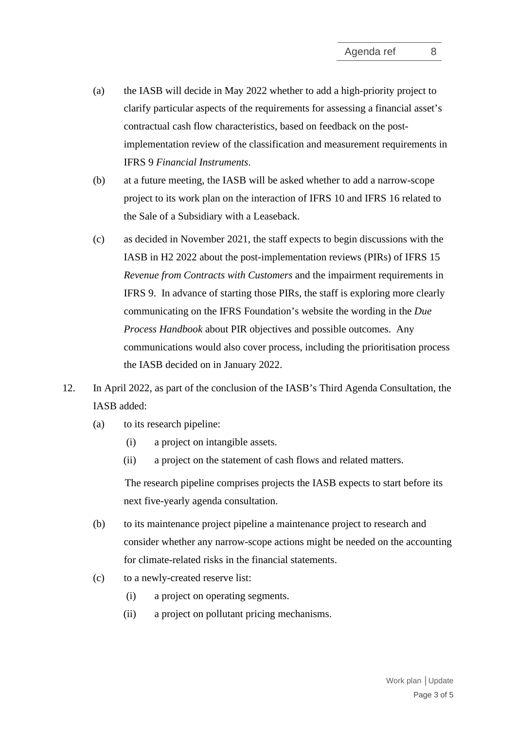(a) the IASB will decide in May 2022 whether to add a high-priority project to clarify particular aspects of the requirements for assessing a financial asset's contractual cash flow characteristics, based on feedback on the post-implementation review of the classification and measurement requirements in IFRS 9 *Financial Instruments*.

(b) at a future meeting, the IASB will be asked whether to add a narrow-scope project to its work plan on the interaction of IFRS 10 and IFRS 16 related to the Sale of a Subsidiary with a Leaseback.

(c) as decided in November 2021, the staff expects to begin discussions with the IASB in H2 2022 about the post-implementation reviews (PIRs) of IFRS 15 *Revenue from Contracts with Customers* and the impairment requirements in IFRS 9. In advance of starting those PIRs, the staff is exploring more clearly communicating on the IFRS Foundation's website the wording in the *Due Process Handbook* about PIR objectives and possible outcomes. Any communications would also cover process, including the prioritisation process the IASB decided on in January 2022.

12. In April 2022, as part of the conclusion of the IASB's Third Agenda Consultation, the IASB added:

(a) to its research pipeline:

  (i) a project on intangible assets.

  (ii) a project on the statement of cash flows and related matters.

  The research pipeline comprises projects the IASB expects to start before its next five-yearly agenda consultation.

(b) to its maintenance project pipeline a maintenance project to research and consider whether any narrow-scope actions might be needed on the accounting for climate-related risks in the financial statements.

(c) to a newly-created reserve list:

  (i) a project on operating segments.

  (ii) a project on pollutant pricing mechanisms.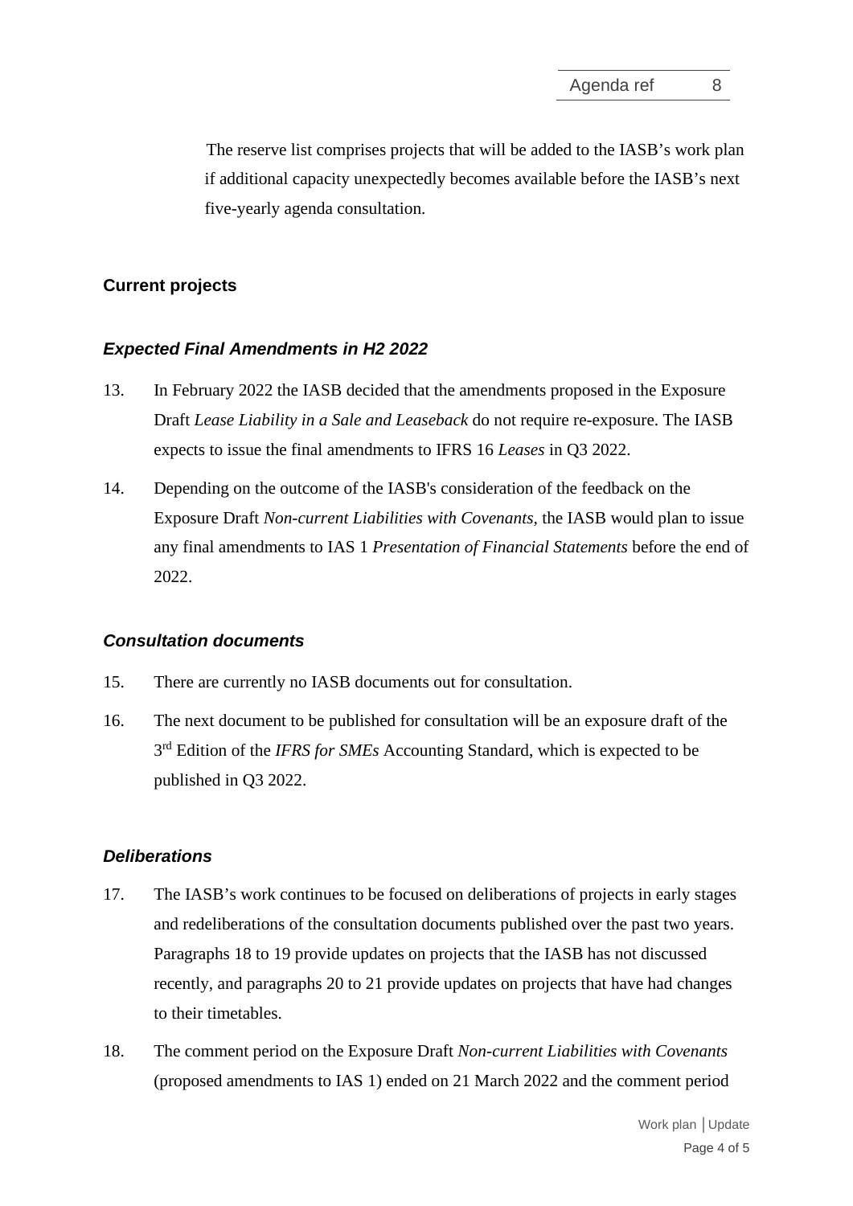The reserve list comprises projects that will be added to the IASB's work plan if additional capacity unexpectedly becomes available before the IASB's next five-yearly agenda consultation.

## Current projects

### *Expected Final Amendments in H2 2022*

13. In February 2022 the IASB decided that the amendments proposed in the Exposure Draft *Lease Liability in a Sale and Leaseback* do not require re-exposure. The IASB expects to issue the final amendments to IFRS 16 *Leases* in Q3 2022.

14. Depending on the outcome of the IASB's consideration of the feedback on the Exposure Draft *Non-current Liabilities with Covenants*, the IASB would plan to issue any final amendments to IAS 1 *Presentation of Financial Statements* before the end of 2022.

### *Consultation documents*

15. There are currently no IASB documents out for consultation.

16. The next document to be published for consultation will be an exposure draft of the 3rd Edition of the *IFRS for SMEs* Accounting Standard, which is expected to be published in Q3 2022.

### *Deliberations*

17. The IASB's work continues to be focused on deliberations of projects in early stages and redeliberations of the consultation documents published over the past two years. Paragraphs 18 to 19 provide updates on projects that the IASB has not discussed recently, and paragraphs 20 to 21 provide updates on projects that have had changes to their timetables.

18. The comment period on the Exposure Draft *Non-current Liabilities with Covenants* (proposed amendments to IAS 1) ended on 21 March 2022 and the comment period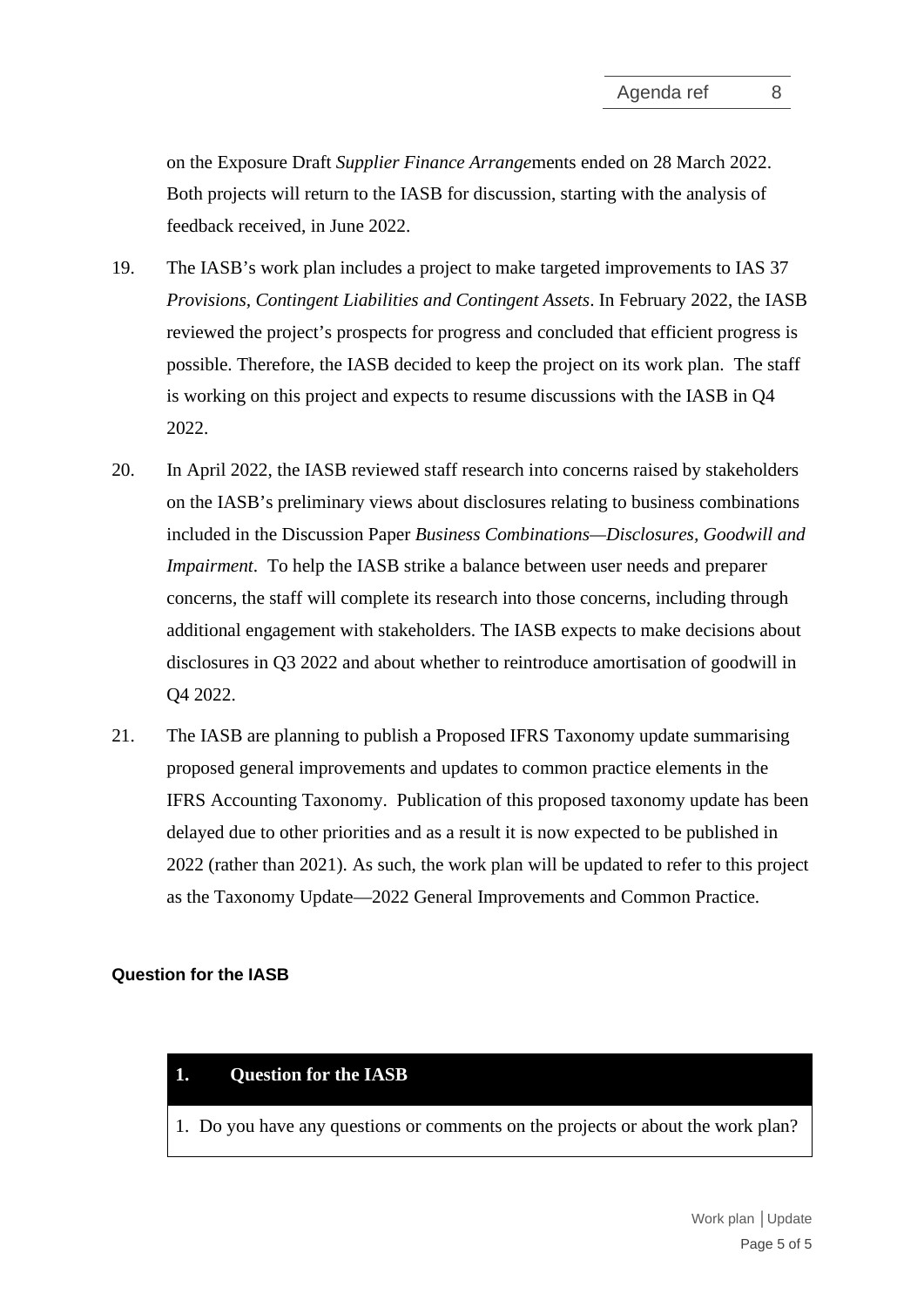on the Exposure Draft *Supplier Finance Arrangements* ended on 28 March 2022. Both projects will return to the IASB for discussion, starting with the analysis of feedback received, in June 2022.

19. The IASB's work plan includes a project to make targeted improvements to IAS 37 *Provisions, Contingent Liabilities and Contingent Assets*. In February 2022, the IASB reviewed the project's prospects for progress and concluded that efficient progress is possible. Therefore, the IASB decided to keep the project on its work plan. The staff is working on this project and expects to resume discussions with the IASB in Q4 2022.

20. In April 2022, the IASB reviewed staff research into concerns raised by stakeholders on the IASB's preliminary views about disclosures relating to business combinations included in the Discussion Paper *Business Combinations—Disclosures, Goodwill and Impairment*. To help the IASB strike a balance between user needs and preparer concerns, the staff will complete its research into those concerns, including through additional engagement with stakeholders. The IASB expects to make decisions about disclosures in Q3 2022 and about whether to reintroduce amortisation of goodwill in Q4 2022.

21. The IASB are planning to publish a Proposed IFRS Taxonomy update summarising proposed general improvements and updates to common practice elements in the IFRS Accounting Taxonomy. Publication of this proposed taxonomy update has been delayed due to other priorities and as a result it is now expected to be published in 2022 (rather than 2021). As such, the work plan will be updated to refer to this project as the Taxonomy Update—2022 General Improvements and Common Practice.

## Question for the IASB

| **1. Question for the IASB** |
| --- |
| 1. Do you have any questions or comments on the projects or about the work plan? |